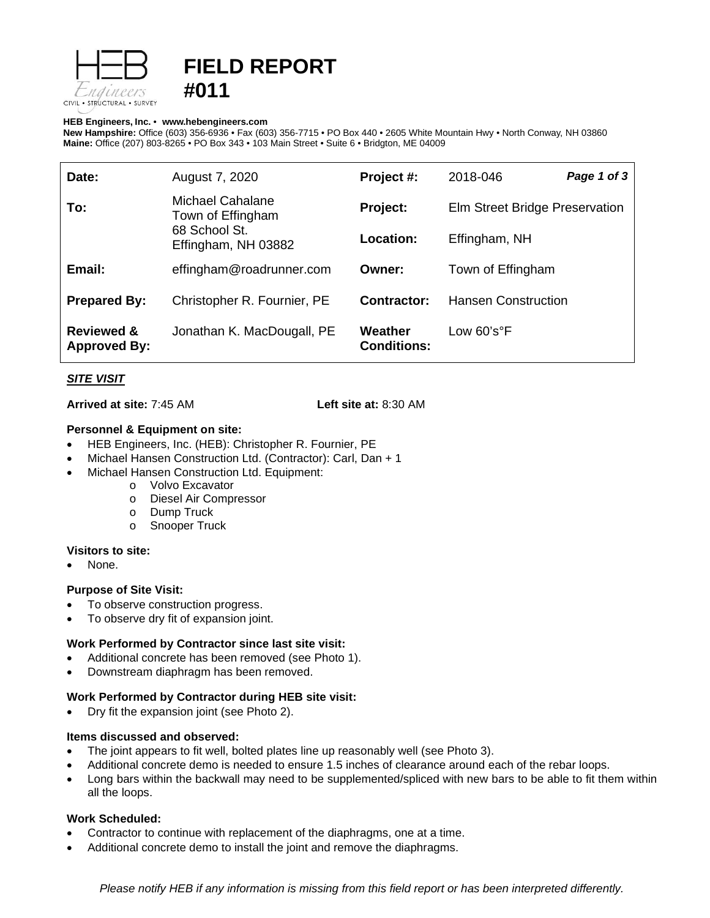# FIELD REPORT #011

**HEB Engineers, Inc.** • **www.hebengineers.com**
**New Hampshire:** Office (603) 356-6936 • Fax (603) 356-7715 • PO Box 440 • 2605 White Mountain Hwy • North Conway, NH 03860
**Maine:** Office (207) 803-8265 • PO Box 343 • 103 Main Street • Suite 6 • Bridgton, ME 04009

| | | | |
|---|---|---|---|
| **Date:** | August 7, 2020 | **Project #:** | 2018-046 |
| **To:** | Michael Cahalane<br>Town of Effingham<br>68 School St.<br>Effingham, NH 03882 | **Project:** | Elm Street Bridge Preservation |
| | | **Location:** | Effingham, NH |
| **Email:** | effingham@roadrunner.com | **Owner:** | Town of Effingham |
| **Prepared By:** | Christopher R. Fournier, PE | **Contractor:** | Hansen Construction |
| **Reviewed & Approved By:** | Jonathan K. MacDougall, PE | **Weather Conditions:** | Low 60's°F |

## *SITE VISIT*

**Arrived at site:** 7:45 AM **Left site at:** 8:30 AM

### Personnel & Equipment on site:

- HEB Engineers, Inc. (HEB): Christopher R. Fournier, PE
- Michael Hansen Construction Ltd. (Contractor): Carl, Dan + 1
- Michael Hansen Construction Ltd. Equipment:
  - Volvo Excavator
  - Diesel Air Compressor
  - Dump Truck
  - Snooper Truck

### Visitors to site:

- None.

### Purpose of Site Visit:

- To observe construction progress.
- To observe dry fit of expansion joint.

### Work Performed by Contractor since last site visit:

- Additional concrete has been removed (see Photo 1).
- Downstream diaphragm has been removed.

### Work Performed by Contractor during HEB site visit:

- Dry fit the expansion joint (see Photo 2).

### Items discussed and observed:

- The joint appears to fit well, bolted plates line up reasonably well (see Photo 3).
- Additional concrete demo is needed to ensure 1.5 inches of clearance around each of the rebar loops.
- Long bars within the backwall may need to be supplemented/spliced with new bars to be able to fit them within all the loops.

### Work Scheduled:

- Contractor to continue with replacement of the diaphragms, one at a time.
- Additional concrete demo to install the joint and remove the diaphragms.

*Please notify HEB if any information is missing from this field report or has been interpreted differently.*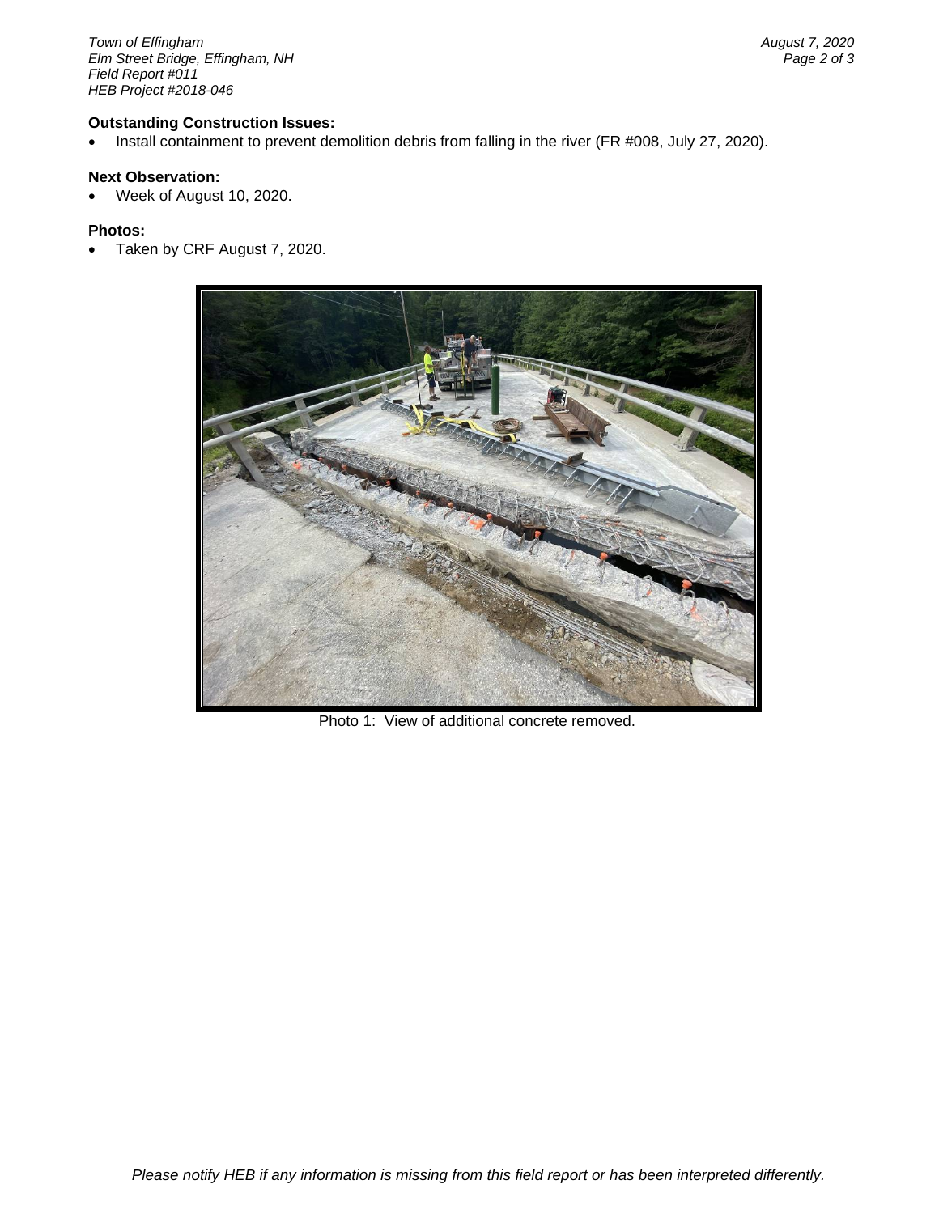**Outstanding Construction Issues:**

- Install containment to prevent demolition debris from falling in the river (FR #008, July 27, 2020).

**Next Observation:**

- Week of August 10, 2020.

**Photos:**

- Taken by CRF August 7, 2020.

Photo 1: View of additional concrete removed.

*Please notify HEB if any information is missing from this field report or has been interpreted differently.*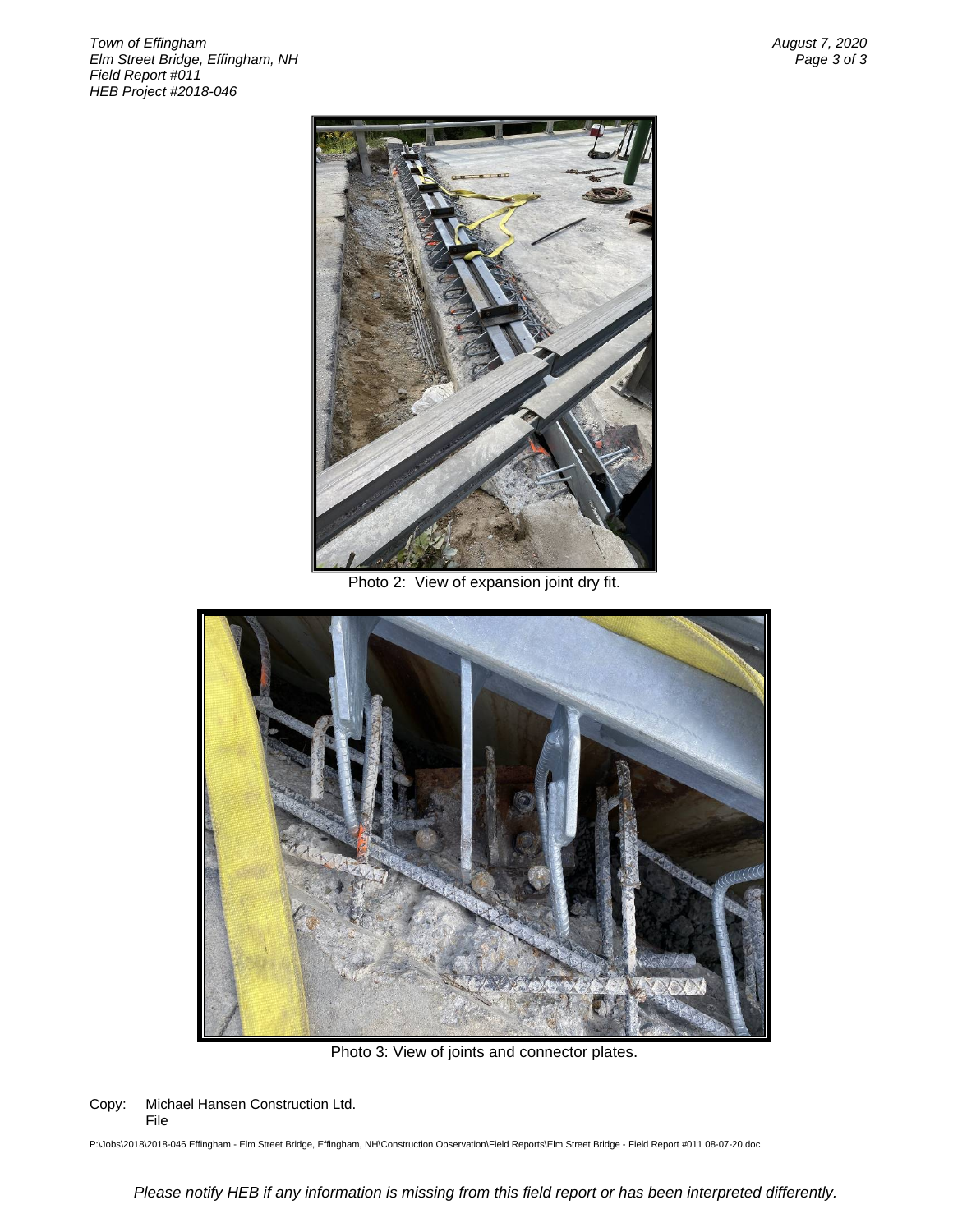Photo 2: View of expansion joint dry fit.

Photo 3: View of joints and connector plates.

Copy: Michael Hansen Construction Ltd.
File

P:\Jobs\2018\2018-046 Effingham - Elm Street Bridge, Effingham, NH\Construction Observation\Field Reports\Elm Street Bridge - Field Report #011 08-07-20.doc

*Please notify HEB if any information is missing from this field report or has been interpreted differently.*